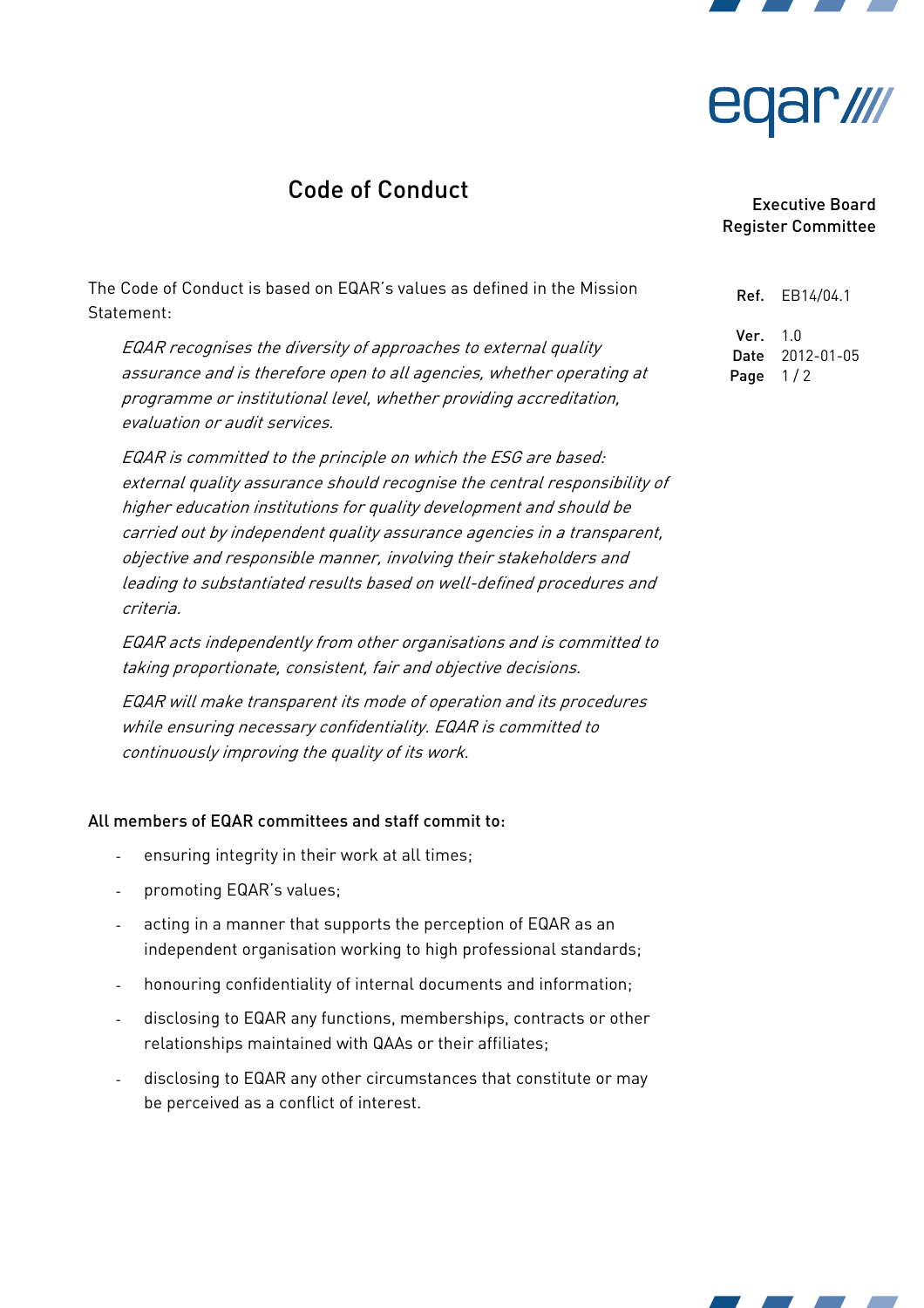# Code of Conduct

Executive Board
Register Committee

| | |
|---|---|
| Ref. | EB14/04.1 |
| Ver. | 1.0 |
| Date | 2012-01-05 |

The Code of Conduct is based on EQAR's values as defined in the Mission Statement:

> *EQAR recognises the diversity of approaches to external quality assurance and is therefore open to all agencies, whether operating at programme or institutional level, whether providing accreditation, evaluation or audit services.*
>
> *EQAR is committed to the principle on which the ESG are based: external quality assurance should recognise the central responsibility of higher education institutions for quality development and should be carried out by independent quality assurance agencies in a transparent, objective and responsible manner, involving their stakeholders and leading to substantiated results based on well-defined procedures and criteria.*
>
> *EQAR acts independently from other organisations and is committed to taking proportionate, consistent, fair and objective decisions.*
>
> *EQAR will make transparent its mode of operation and its procedures while ensuring necessary confidentiality. EQAR is committed to continuously improving the quality of its work.*

All members of EQAR committees and staff commit to:

- ensuring integrity in their work at all times;
- promoting EQAR's values;
- acting in a manner that supports the perception of EQAR as an independent organisation working to high professional standards;
- honouring confidentiality of internal documents and information;
- disclosing to EQAR any functions, memberships, contracts or other relationships maintained with QAAs or their affiliates;
- disclosing to EQAR any other circumstances that constitute or may be perceived as a conflict of interest.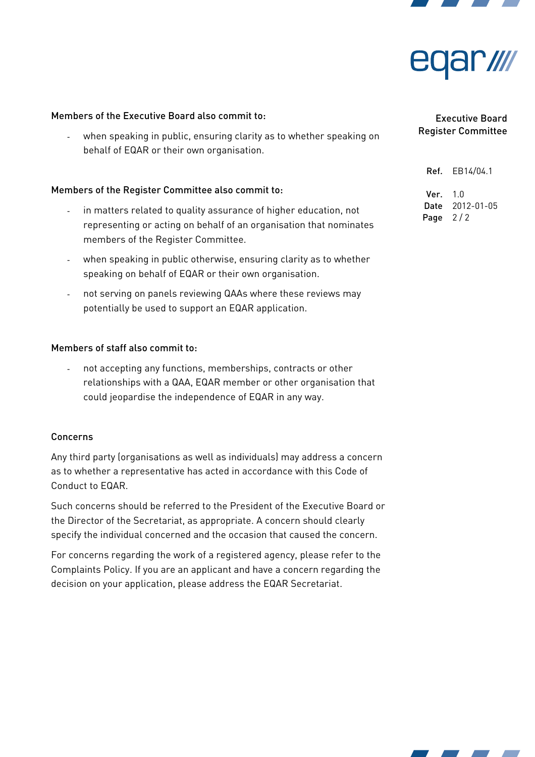Executive Board
Register Committee

**Ref.** EB14/04.1

**Ver.** 1.0
**Date** 2012-01-05

Members of the Executive Board also commit to:

- when speaking in public, ensuring clarity as to whether speaking on behalf of EQAR or their own organisation.

Members of the Register Committee also commit to:

- in matters related to quality assurance of higher education, not representing or acting on behalf of an organisation that nominates members of the Register Committee.
- when speaking in public otherwise, ensuring clarity as to whether speaking on behalf of EQAR or their own organisation.
- not serving on panels reviewing QAAs where these reviews may potentially be used to support an EQAR application.

Members of staff also commit to:

- not accepting any functions, memberships, contracts or other relationships with a QAA, EQAR member or other organisation that could jeopardise the independence of EQAR in any way.

## Concerns

Any third party (organisations as well as individuals) may address a concern as to whether a representative has acted in accordance with this Code of Conduct to EQAR.

Such concerns should be referred to the President of the Executive Board or the Director of the Secretariat, as appropriate. A concern should clearly specify the individual concerned and the occasion that caused the concern.

For concerns regarding the work of a registered agency, please refer to the Complaints Policy. If you are an applicant and have a concern regarding the decision on your application, please address the EQAR Secretariat.